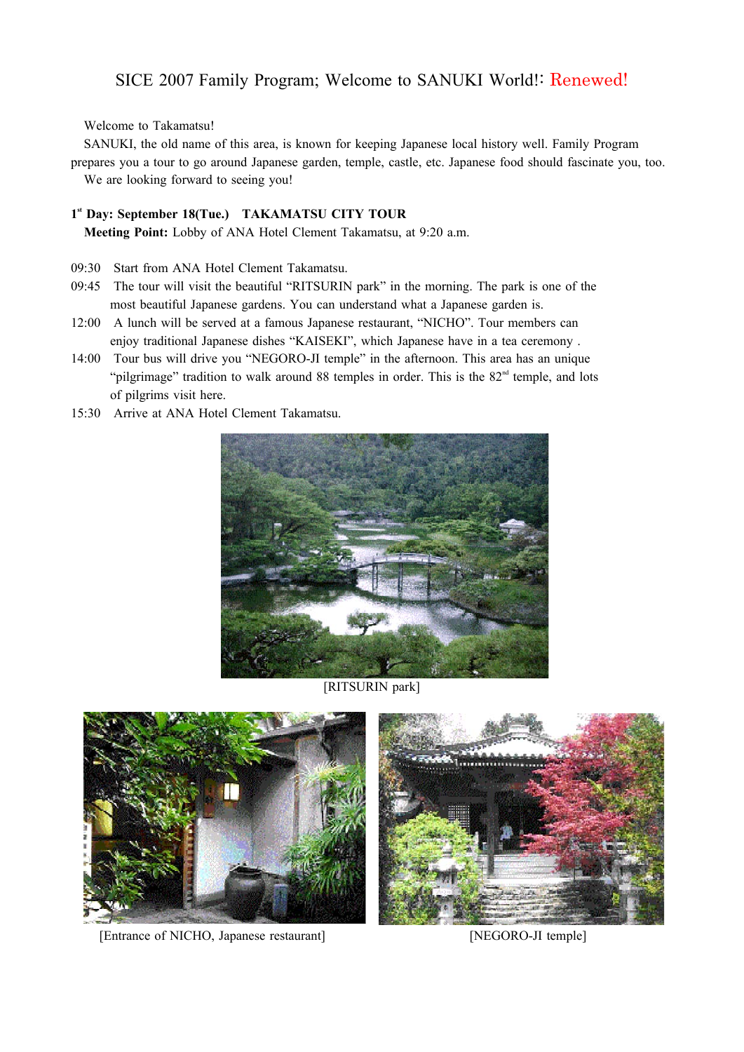# SICE 2007 Family Program; Welcome to SANUKI World!: Renewed!

Welcome to Takamatsu!

SANUKI, the old name of this area, is known for keeping Japanese local history well. Family Program prepares you a tour to go around Japanese garden, temple, castle, etc. Japanese food should fascinate you, too.

We are looking forward to seeing you!

**1st Day: September 18(Tue.) TAKAMATSU CITY TOUR**

**Meeting Point:** Lobby of ANA Hotel Clement Takamatsu, at 9:20 a.m.

09:30 Start from ANA Hotel Clement Takamatsu.

09:45 The tour will visit the beautiful "RITSURIN park" in the morning. The park is one of the most beautiful Japanese gardens. You can understand what a Japanese garden is.

12:00 A lunch will be served at a famous Japanese restaurant, "NICHO". Tour members can enjoy traditional Japanese dishes "KAISEKI", which Japanese have in a tea ceremony .

14:00 Tour bus will drive you "NEGORO-JI temple" in the afternoon. This area has an unique "pilgrimage" tradition to walk around 88 temples in order. This is the 82nd temple, and lots of pilgrims visit here.

15:30 Arrive at ANA Hotel Clement Takamatsu.

[RITSURIN park]

[Entrance of NICHO, Japanese restaurant]

[NEGORO-JI temple]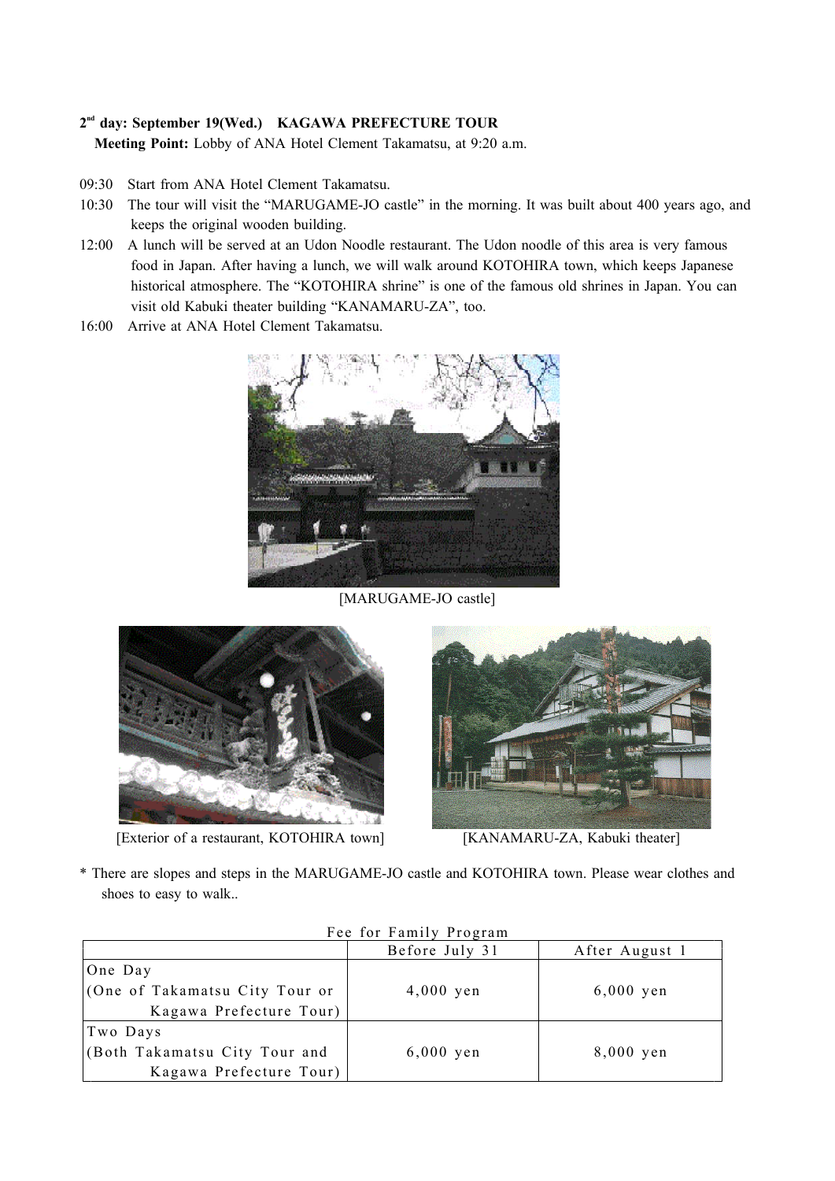**2nd day: September 19(Wed.) KAGAWA PREFECTURE TOUR**

**Meeting Point:** Lobby of ANA Hotel Clement Takamatsu, at 9:20 a.m.

09:30 Start from ANA Hotel Clement Takamatsu.

10:30 The tour will visit the "MARUGAME-JO castle" in the morning. It was built about 400 years ago, and keeps the original wooden building.

12:00 A lunch will be served at an Udon Noodle restaurant. The Udon noodle of this area is very famous food in Japan. After having a lunch, we will walk around KOTOHIRA town, which keeps Japanese historical atmosphere. The "KOTOHIRA shrine" is one of the famous old shrines in Japan. You can visit old Kabuki theater building "KANAMARU-ZA", too.

16:00 Arrive at ANA Hotel Clement Takamatsu.

[MARUGAME-JO castle]

[Exterior of a restaurant, KOTOHIRA town]

[KANAMARU-ZA, Kabuki theater]

* There are slopes and steps in the MARUGAME-JO castle and KOTOHIRA town. Please wear clothes and shoes to easy to walk..

Fee for Family Program

| | Before July 31 | After August 1 |
|---|---|---|
| One Day (One of Takamatsu City Tour or Kagawa Prefecture Tour) | 4,000 yen | 6,000 yen |
| Two Days (Both Takamatsu City Tour and Kagawa Prefecture Tour) | 6,000 yen | 8,000 yen |